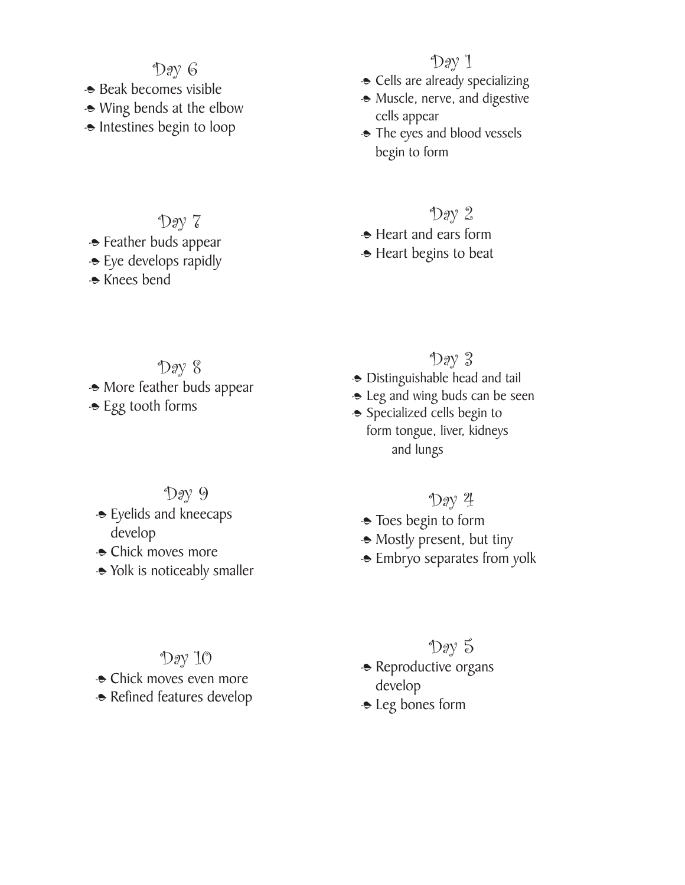## Day 1

- Cells are already specializing
- Muscle, nerve, and digestive cells appear
- The eyes and blood vessels begin to form

## Day 2

- Heart and ears form
- Heart begins to beat

## Day 3

- Distinguishable head and tail
- Leg and wing buds can be seen
- Specialized cells begin to form tongue, liver, kidneys and lungs

## Day 4

- Toes begin to form
- Mostly present, but tiny
- Embryo separates from yolk

## Day 5

- Reproductive organs develop
- Leg bones form

## Day 6

- Beak becomes visible
- Wing bends at the elbow
- Intestines begin to loop

## Day 7

- Feather buds appear
- Eye develops rapidly
- Knees bend

## Day 8

- More feather buds appear
- Egg tooth forms

## Day 9

- Eyelids and kneecaps develop
- Chick moves more
- Yolk is noticeably smaller

## Day 10

- Chick moves even more
- Refined features develop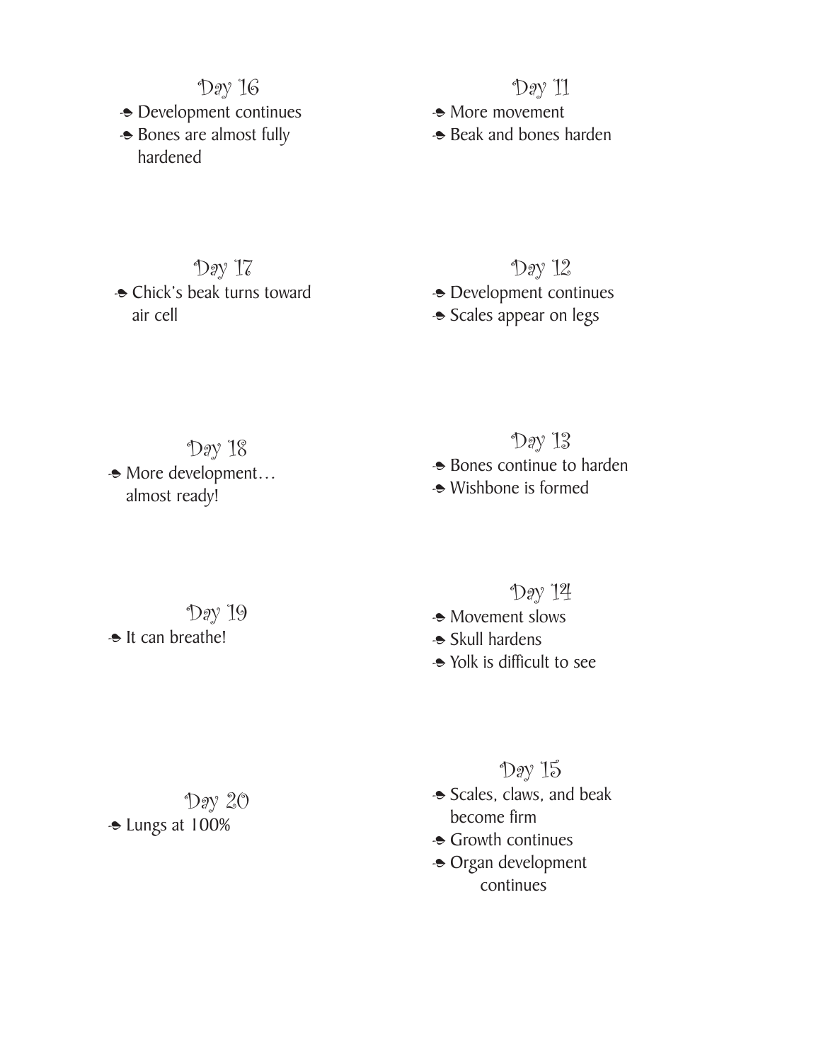## Day 16

- Development continues
- Bones are almost fully hardened

## Day 17

- Chick's beak turns toward air cell

## Day 18

- More development… almost ready!

## Day 19

- It can breathe!

## Day 20

- Lungs at 100%

## Day 11

- More movement
- Beak and bones harden

## Day 12

- Development continues
- Scales appear on legs

## Day 13

- Bones continue to harden
- Wishbone is formed

## Day 14

- Movement slows
- Skull hardens
- Yolk is difficult to see

## Day 15

- Scales, claws, and beak become firm
- Growth continues
- Organ development continues